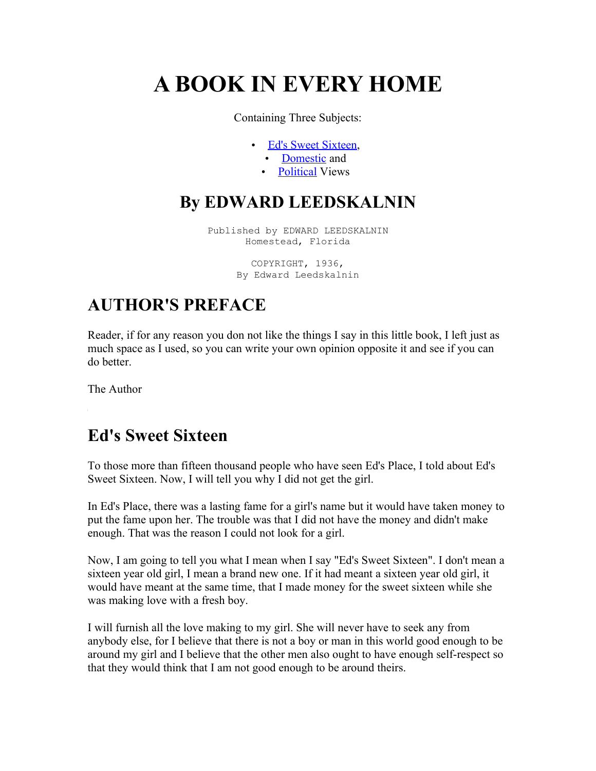# A BOOK IN EVERY HOME

Containing Three Subjects:

- Ed's Sweet Sixteen,
- Domestic and
- Political Views

## By EDWARD LEEDSKALNIN

Published by EDWARD LEEDSKALNIN
Homestead, Florida

COPYRIGHT, 1936,
By Edward Leedskalnin

## AUTHOR'S PREFACE

Reader, if for any reason you don not like the things I say in this little book, I left just as much space as I used, so you can write your own opinion opposite it and see if you can do better.

The Author

## Ed's Sweet Sixteen

To those more than fifteen thousand people who have seen Ed's Place, I told about Ed's Sweet Sixteen. Now, I will tell you why I did not get the girl.

In Ed's Place, there was a lasting fame for a girl's name but it would have taken money to put the fame upon her. The trouble was that I did not have the money and didn't make enough. That was the reason I could not look for a girl.

Now, I am going to tell you what I mean when I say "Ed's Sweet Sixteen". I don't mean a sixteen year old girl, I mean a brand new one. If it had meant a sixteen year old girl, it would have meant at the same time, that I made money for the sweet sixteen while she was making love with a fresh boy.

I will furnish all the love making to my girl. She will never have to seek any from anybody else, for I believe that there is not a boy or man in this world good enough to be around my girl and I believe that the other men also ought to have enough self-respect so that they would think that I am not good enough to be around theirs.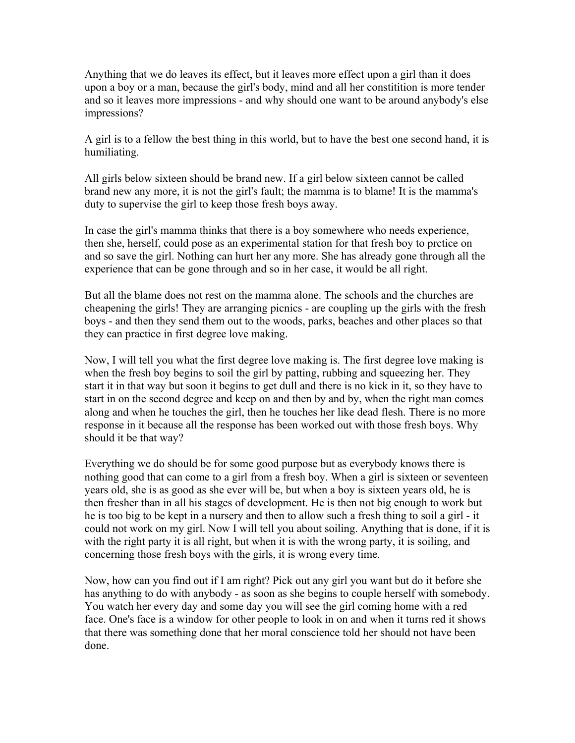Anything that we do leaves its effect, but it leaves more effect upon a girl than it does upon a boy or a man, because the girl's body, mind and all her constitition is more tender and so it leaves more impressions - and why should one want to be around anybody's else impressions?

A girl is to a fellow the best thing in this world, but to have the best one second hand, it is humiliating.

All girls below sixteen should be brand new. If a girl below sixteen cannot be called brand new any more, it is not the girl's fault; the mamma is to blame! It is the mamma's duty to supervise the girl to keep those fresh boys away.

In case the girl's mamma thinks that there is a boy somewhere who needs experience, then she, herself, could pose as an experimental station for that fresh boy to prctice on and so save the girl. Nothing can hurt her any more. She has already gone through all the experience that can be gone through and so in her case, it would be all right.

But all the blame does not rest on the mamma alone. The schools and the churches are cheapening the girls! They are arranging picnics - are coupling up the girls with the fresh boys - and then they send them out to the woods, parks, beaches and other places so that they can practice in first degree love making.

Now, I will tell you what the first degree love making is. The first degree love making is when the fresh boy begins to soil the girl by patting, rubbing and squeezing her. They start it in that way but soon it begins to get dull and there is no kick in it, so they have to start in on the second degree and keep on and then by and by, when the right man comes along and when he touches the girl, then he touches her like dead flesh. There is no more response in it because all the response has been worked out with those fresh boys. Why should it be that way?

Everything we do should be for some good purpose but as everybody knows there is nothing good that can come to a girl from a fresh boy. When a girl is sixteen or seventeen years old, she is as good as she ever will be, but when a boy is sixteen years old, he is then fresher than in all his stages of development. He is then not big enough to work but he is too big to be kept in a nursery and then to allow such a fresh thing to soil a girl - it could not work on my girl. Now I will tell you about soiling. Anything that is done, if it is with the right party it is all right, but when it is with the wrong party, it is soiling, and concerning those fresh boys with the girls, it is wrong every time.

Now, how can you find out if I am right? Pick out any girl you want but do it before she has anything to do with anybody - as soon as she begins to couple herself with somebody. You watch her every day and some day you will see the girl coming home with a red face. One's face is a window for other people to look in on and when it turns red it shows that there was something done that her moral conscience told her should not have been done.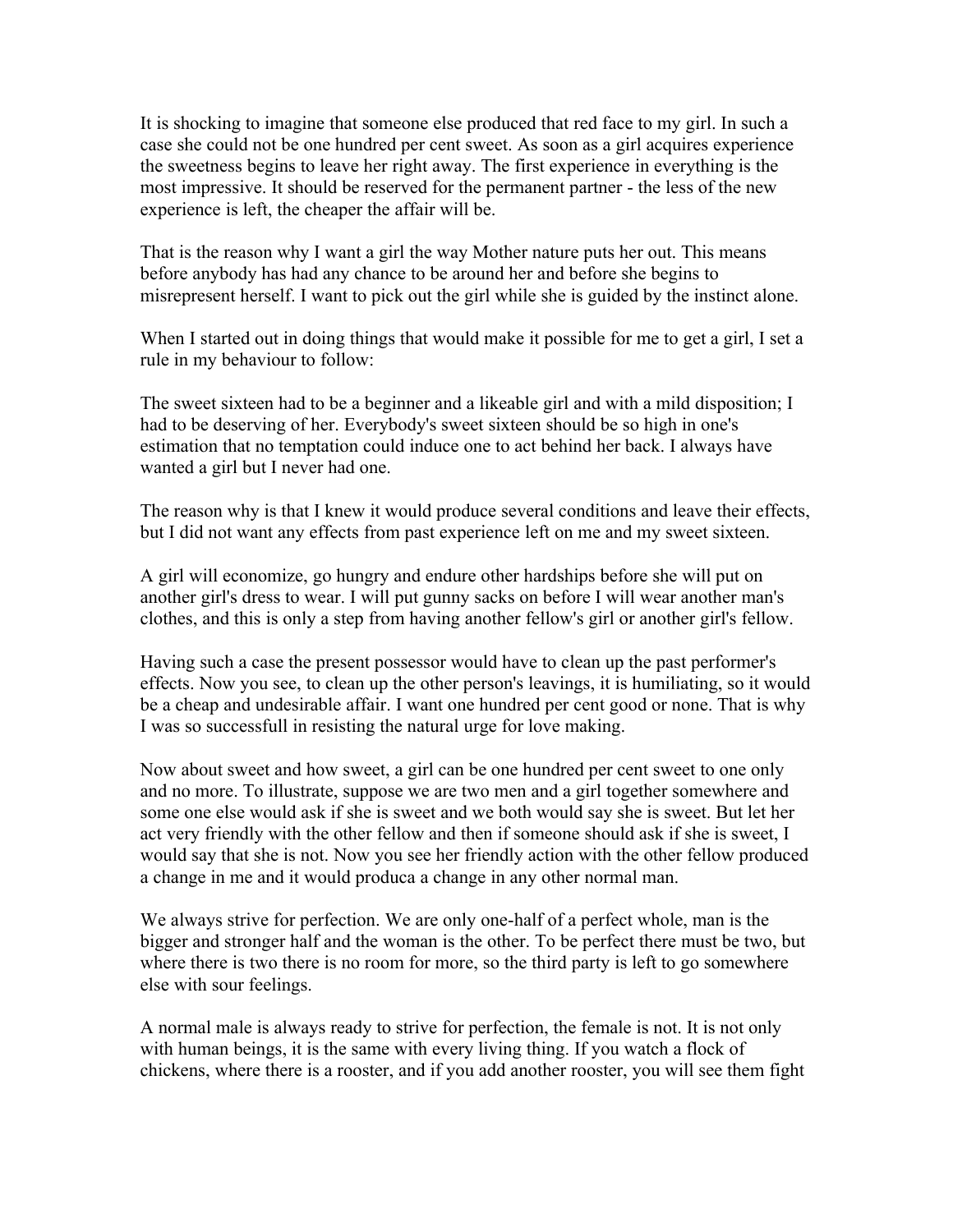It is shocking to imagine that someone else produced that red face to my girl. In such a case she could not be one hundred per cent sweet. As soon as a girl acquires experience the sweetness begins to leave her right away. The first experience in everything is the most impressive. It should be reserved for the permanent partner - the less of the new experience is left, the cheaper the affair will be.

That is the reason why I want a girl the way Mother nature puts her out. This means before anybody has had any chance to be around her and before she begins to misrepresent herself. I want to pick out the girl while she is guided by the instinct alone.

When I started out in doing things that would make it possible for me to get a girl, I set a rule in my behaviour to follow:

The sweet sixteen had to be a beginner and a likeable girl and with a mild disposition; I had to be deserving of her. Everybody's sweet sixteen should be so high in one's estimation that no temptation could induce one to act behind her back. I always have wanted a girl but I never had one.

The reason why is that I knew it would produce several conditions and leave their effects, but I did not want any effects from past experience left on me and my sweet sixteen.

A girl will economize, go hungry and endure other hardships before she will put on another girl's dress to wear. I will put gunny sacks on before I will wear another man's clothes, and this is only a step from having another fellow's girl or another girl's fellow.

Having such a case the present possessor would have to clean up the past performer's effects. Now you see, to clean up the other person's leavings, it is humiliating, so it would be a cheap and undesirable affair. I want one hundred per cent good or none. That is why I was so successfull in resisting the natural urge for love making.

Now about sweet and how sweet, a girl can be one hundred per cent sweet to one only and no more. To illustrate, suppose we are two men and a girl together somewhere and some one else would ask if she is sweet and we both would say she is sweet. But let her act very friendly with the other fellow and then if someone should ask if she is sweet, I would say that she is not. Now you see her friendly action with the other fellow produced a change in me and it would produca a change in any other normal man.

We always strive for perfection. We are only one-half of a perfect whole, man is the bigger and stronger half and the woman is the other. To be perfect there must be two, but where there is two there is no room for more, so the third party is left to go somewhere else with sour feelings.

A normal male is always ready to strive for perfection, the female is not. It is not only with human beings, it is the same with every living thing. If you watch a flock of chickens, where there is a rooster, and if you add another rooster, you will see them fight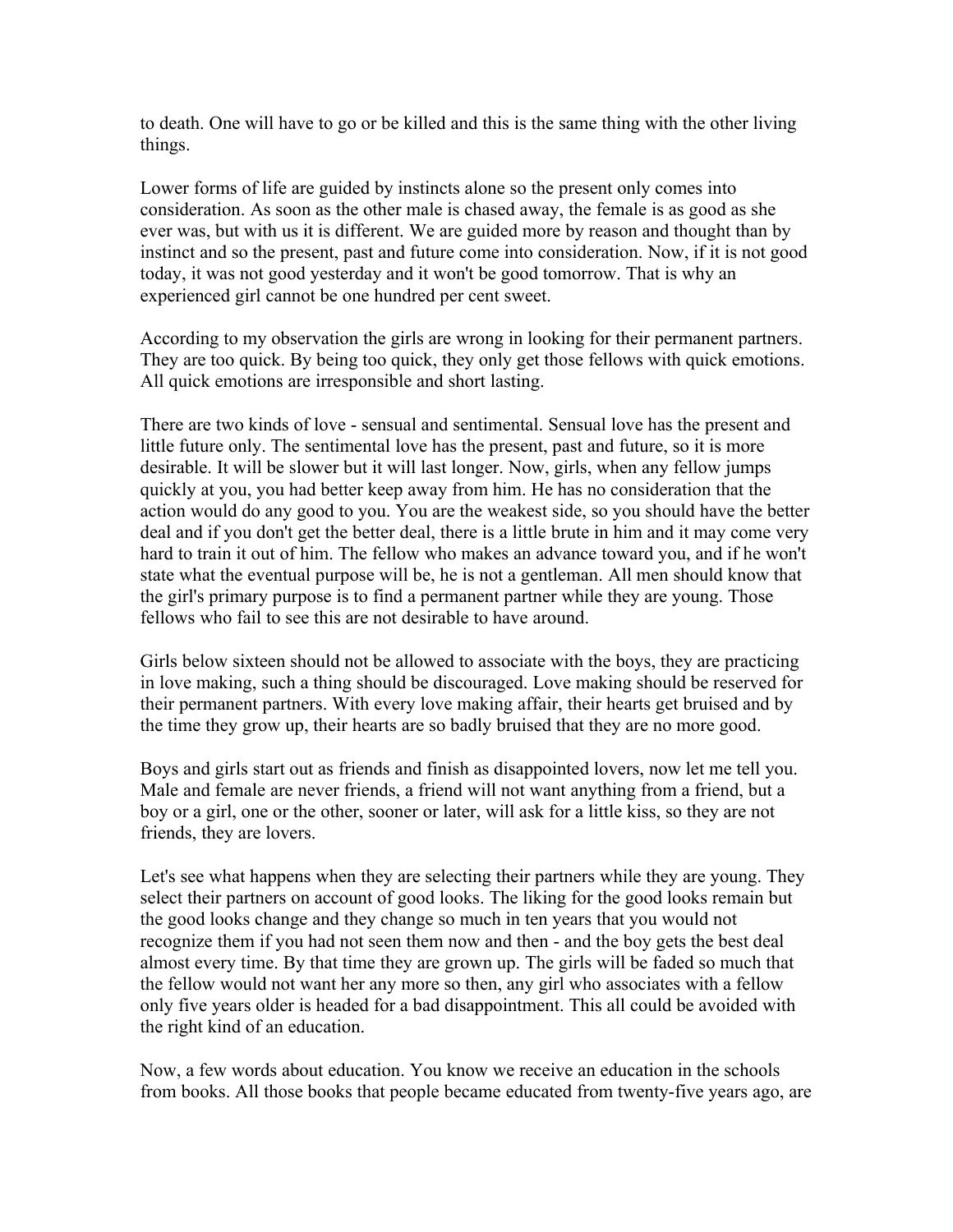to death. One will have to go or be killed and this is the same thing with the other living things.

Lower forms of life are guided by instincts alone so the present only comes into consideration. As soon as the other male is chased away, the female is as good as she ever was, but with us it is different. We are guided more by reason and thought than by instinct and so the present, past and future come into consideration. Now, if it is not good today, it was not good yesterday and it won't be good tomorrow. That is why an experienced girl cannot be one hundred per cent sweet.

According to my observation the girls are wrong in looking for their permanent partners. They are too quick. By being too quick, they only get those fellows with quick emotions. All quick emotions are irresponsible and short lasting.

There are two kinds of love - sensual and sentimental. Sensual love has the present and little future only. The sentimental love has the present, past and future, so it is more desirable. It will be slower but it will last longer. Now, girls, when any fellow jumps quickly at you, you had better keep away from him. He has no consideration that the action would do any good to you. You are the weakest side, so you should have the better deal and if you don't get the better deal, there is a little brute in him and it may come very hard to train it out of him. The fellow who makes an advance toward you, and if he won't state what the eventual purpose will be, he is not a gentleman. All men should know that the girl's primary purpose is to find a permanent partner while they are young. Those fellows who fail to see this are not desirable to have around.

Girls below sixteen should not be allowed to associate with the boys, they are practicing in love making, such a thing should be discouraged. Love making should be reserved for their permanent partners. With every love making affair, their hearts get bruised and by the time they grow up, their hearts are so badly bruised that they are no more good.

Boys and girls start out as friends and finish as disappointed lovers, now let me tell you. Male and female are never friends, a friend will not want anything from a friend, but a boy or a girl, one or the other, sooner or later, will ask for a little kiss, so they are not friends, they are lovers.

Let's see what happens when they are selecting their partners while they are young. They select their partners on account of good looks. The liking for the good looks remain but the good looks change and they change so much in ten years that you would not recognize them if you had not seen them now and then - and the boy gets the best deal almost every time. By that time they are grown up. The girls will be faded so much that the fellow would not want her any more so then, any girl who associates with a fellow only five years older is headed for a bad disappointment. This all could be avoided with the right kind of an education.

Now, a few words about education. You know we receive an education in the schools from books. All those books that people became educated from twenty-five years ago, are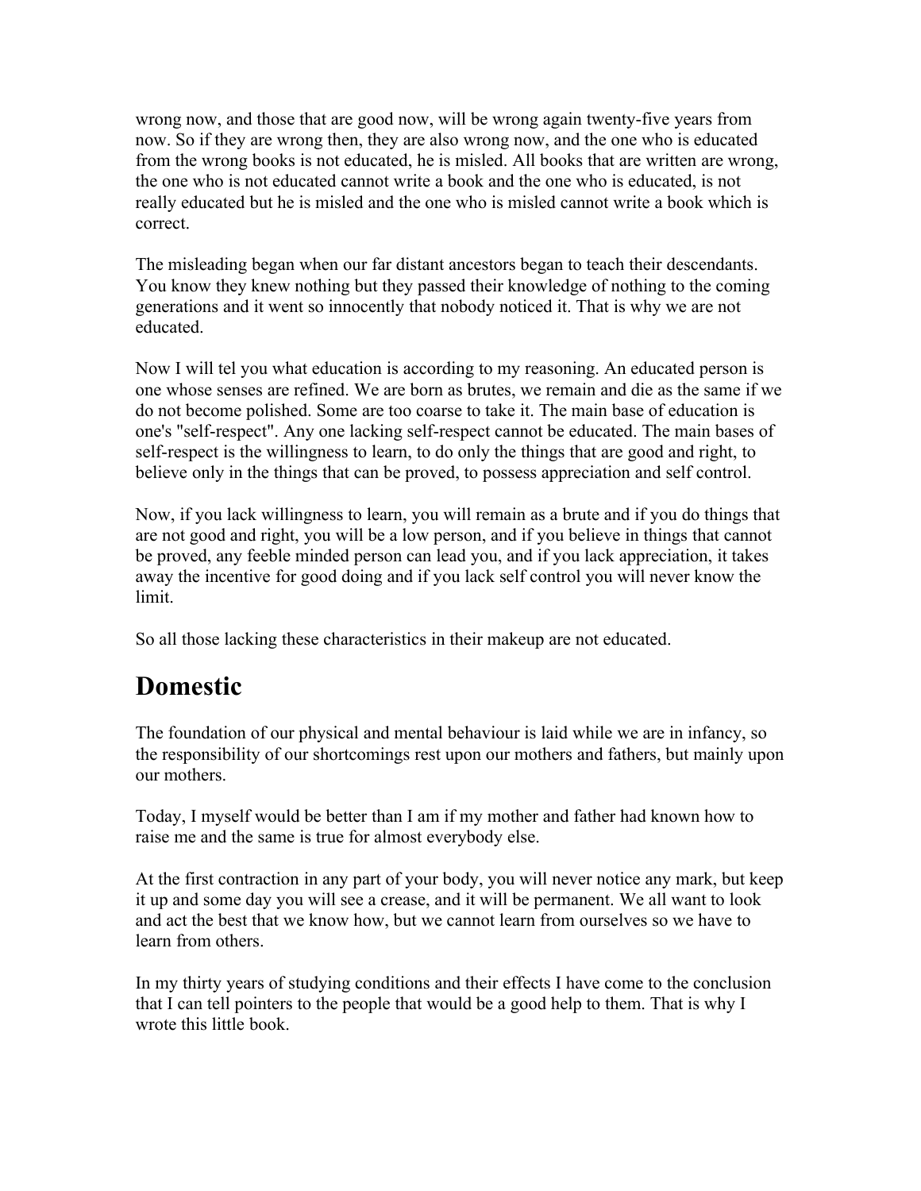wrong now, and those that are good now, will be wrong again twenty-five years from now. So if they are wrong then, they are also wrong now, and the one who is educated from the wrong books is not educated, he is misled. All books that are written are wrong, the one who is not educated cannot write a book and the one who is educated, is not really educated but he is misled and the one who is misled cannot write a book which is correct.

The misleading began when our far distant ancestors began to teach their descendants. You know they knew nothing but they passed their knowledge of nothing to the coming generations and it went so innocently that nobody noticed it. That is why we are not educated.

Now I will tel you what education is according to my reasoning. An educated person is one whose senses are refined. We are born as brutes, we remain and die as the same if we do not become polished. Some are too coarse to take it. The main base of education is one's "self-respect". Any one lacking self-respect cannot be educated. The main bases of self-respect is the willingness to learn, to do only the things that are good and right, to believe only in the things that can be proved, to possess appreciation and self control.

Now, if you lack willingness to learn, you will remain as a brute and if you do things that are not good and right, you will be a low person, and if you believe in things that cannot be proved, any feeble minded person can lead you, and if you lack appreciation, it takes away the incentive for good doing and if you lack self control you will never know the limit.

So all those lacking these characteristics in their makeup are not educated.

## Domestic

The foundation of our physical and mental behaviour is laid while we are in infancy, so the responsibility of our shortcomings rest upon our mothers and fathers, but mainly upon our mothers.

Today, I myself would be better than I am if my mother and father had known how to raise me and the same is true for almost everybody else.

At the first contraction in any part of your body, you will never notice any mark, but keep it up and some day you will see a crease, and it will be permanent. We all want to look and act the best that we know how, but we cannot learn from ourselves so we have to learn from others.

In my thirty years of studying conditions and their effects I have come to the conclusion that I can tell pointers to the people that would be a good help to them. That is why I wrote this little book.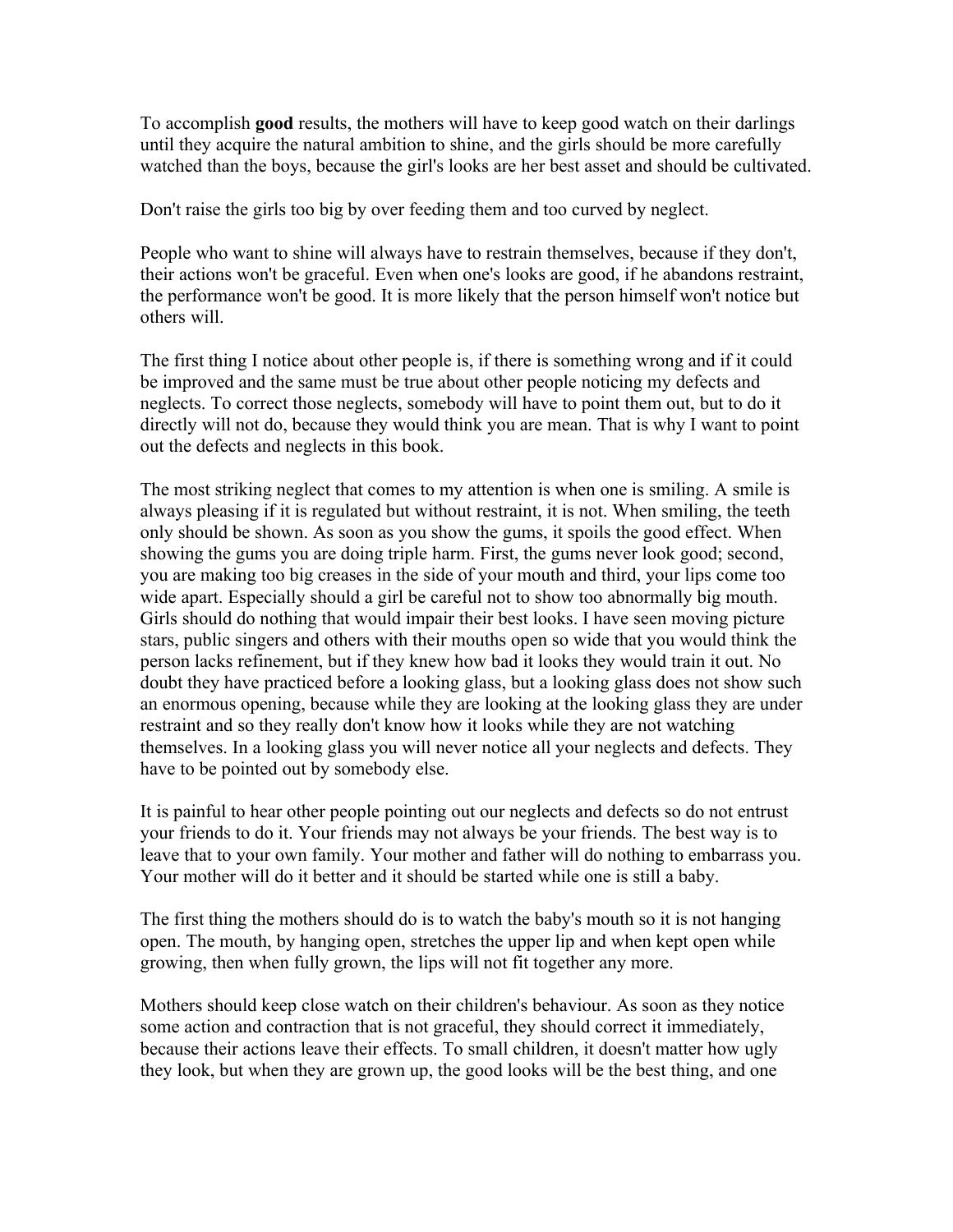To accomplish **good** results, the mothers will have to keep good watch on their darlings until they acquire the natural ambition to shine, and the girls should be more carefully watched than the boys, because the girl's looks are her best asset and should be cultivated.

Don't raise the girls too big by over feeding them and too curved by neglect.

People who want to shine will always have to restrain themselves, because if they don't, their actions won't be graceful. Even when one's looks are good, if he abandons restraint, the performance won't be good. It is more likely that the person himself won't notice but others will.

The first thing I notice about other people is, if there is something wrong and if it could be improved and the same must be true about other people noticing my defects and neglects. To correct those neglects, somebody will have to point them out, but to do it directly will not do, because they would think you are mean. That is why I want to point out the defects and neglects in this book.

The most striking neglect that comes to my attention is when one is smiling. A smile is always pleasing if it is regulated but without restraint, it is not. When smiling, the teeth only should be shown. As soon as you show the gums, it spoils the good effect. When showing the gums you are doing triple harm. First, the gums never look good; second, you are making too big creases in the side of your mouth and third, your lips come too wide apart. Especially should a girl be careful not to show too abnormally big mouth. Girls should do nothing that would impair their best looks. I have seen moving picture stars, public singers and others with their mouths open so wide that you would think the person lacks refinement, but if they knew how bad it looks they would train it out. No doubt they have practiced before a looking glass, but a looking glass does not show such an enormous opening, because while they are looking at the looking glass they are under restraint and so they really don't know how it looks while they are not watching themselves. In a looking glass you will never notice all your neglects and defects. They have to be pointed out by somebody else.

It is painful to hear other people pointing out our neglects and defects so do not entrust your friends to do it. Your friends may not always be your friends. The best way is to leave that to your own family. Your mother and father will do nothing to embarrass you. Your mother will do it better and it should be started while one is still a baby.

The first thing the mothers should do is to watch the baby's mouth so it is not hanging open. The mouth, by hanging open, stretches the upper lip and when kept open while growing, then when fully grown, the lips will not fit together any more.

Mothers should keep close watch on their children's behaviour. As soon as they notice some action and contraction that is not graceful, they should correct it immediately, because their actions leave their effects. To small children, it doesn't matter how ugly they look, but when they are grown up, the good looks will be the best thing, and one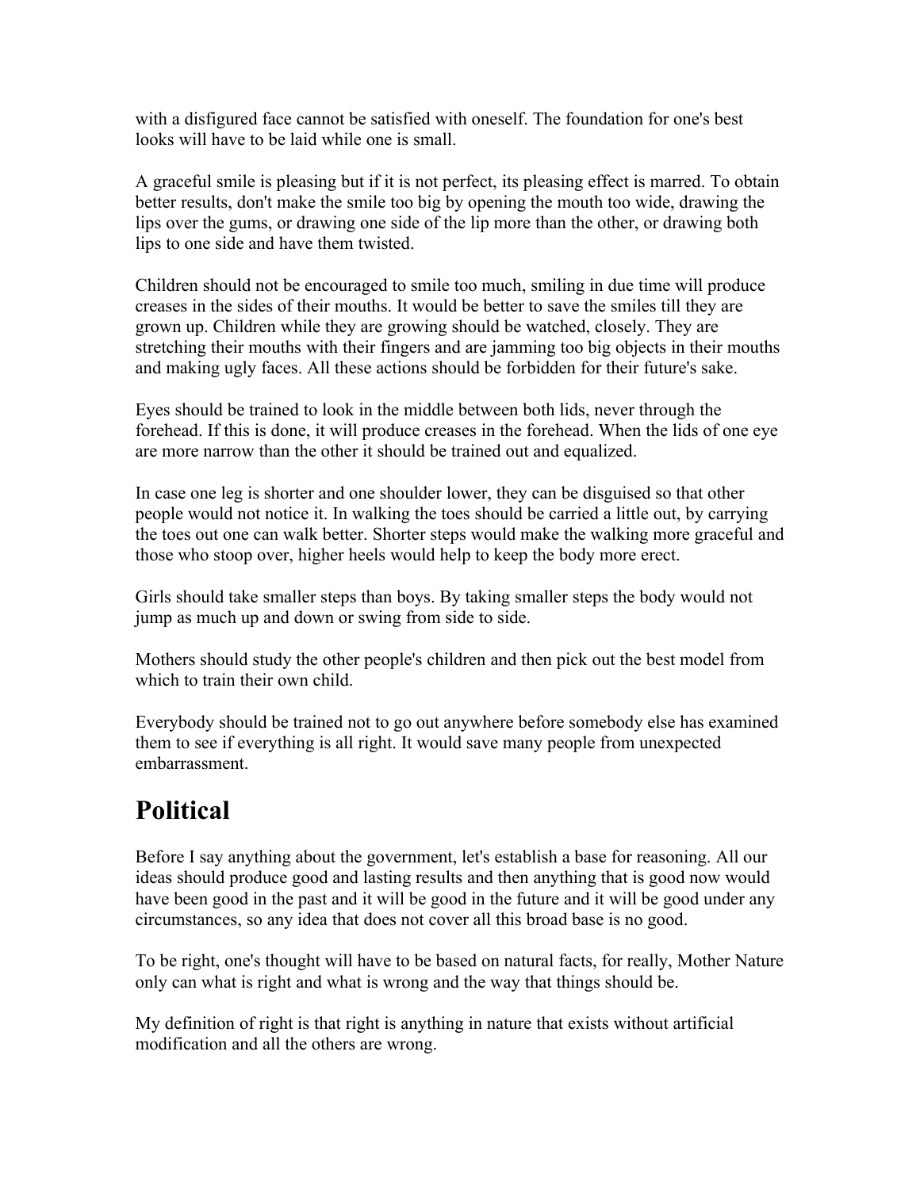with a disfigured face cannot be satisfied with oneself. The foundation for one's best looks will have to be laid while one is small.

A graceful smile is pleasing but if it is not perfect, its pleasing effect is marred. To obtain better results, don't make the smile too big by opening the mouth too wide, drawing the lips over the gums, or drawing one side of the lip more than the other, or drawing both lips to one side and have them twisted.

Children should not be encouraged to smile too much, smiling in due time will produce creases in the sides of their mouths. It would be better to save the smiles till they are grown up. Children while they are growing should be watched, closely. They are stretching their mouths with their fingers and are jamming too big objects in their mouths and making ugly faces. All these actions should be forbidden for their future's sake.

Eyes should be trained to look in the middle between both lids, never through the forehead. If this is done, it will produce creases in the forehead. When the lids of one eye are more narrow than the other it should be trained out and equalized.

In case one leg is shorter and one shoulder lower, they can be disguised so that other people would not notice it. In walking the toes should be carried a little out, by carrying the toes out one can walk better. Shorter steps would make the walking more graceful and those who stoop over, higher heels would help to keep the body more erect.

Girls should take smaller steps than boys. By taking smaller steps the body would not jump as much up and down or swing from side to side.

Mothers should study the other people's children and then pick out the best model from which to train their own child.

Everybody should be trained not to go out anywhere before somebody else has examined them to see if everything is all right. It would save many people from unexpected embarrassment.

## Political

Before I say anything about the government, let's establish a base for reasoning. All our ideas should produce good and lasting results and then anything that is good now would have been good in the past and it will be good in the future and it will be good under any circumstances, so any idea that does not cover all this broad base is no good.

To be right, one's thought will have to be based on natural facts, for really, Mother Nature only can what is right and what is wrong and the way that things should be.

My definition of right is that right is anything in nature that exists without artificial modification and all the others are wrong.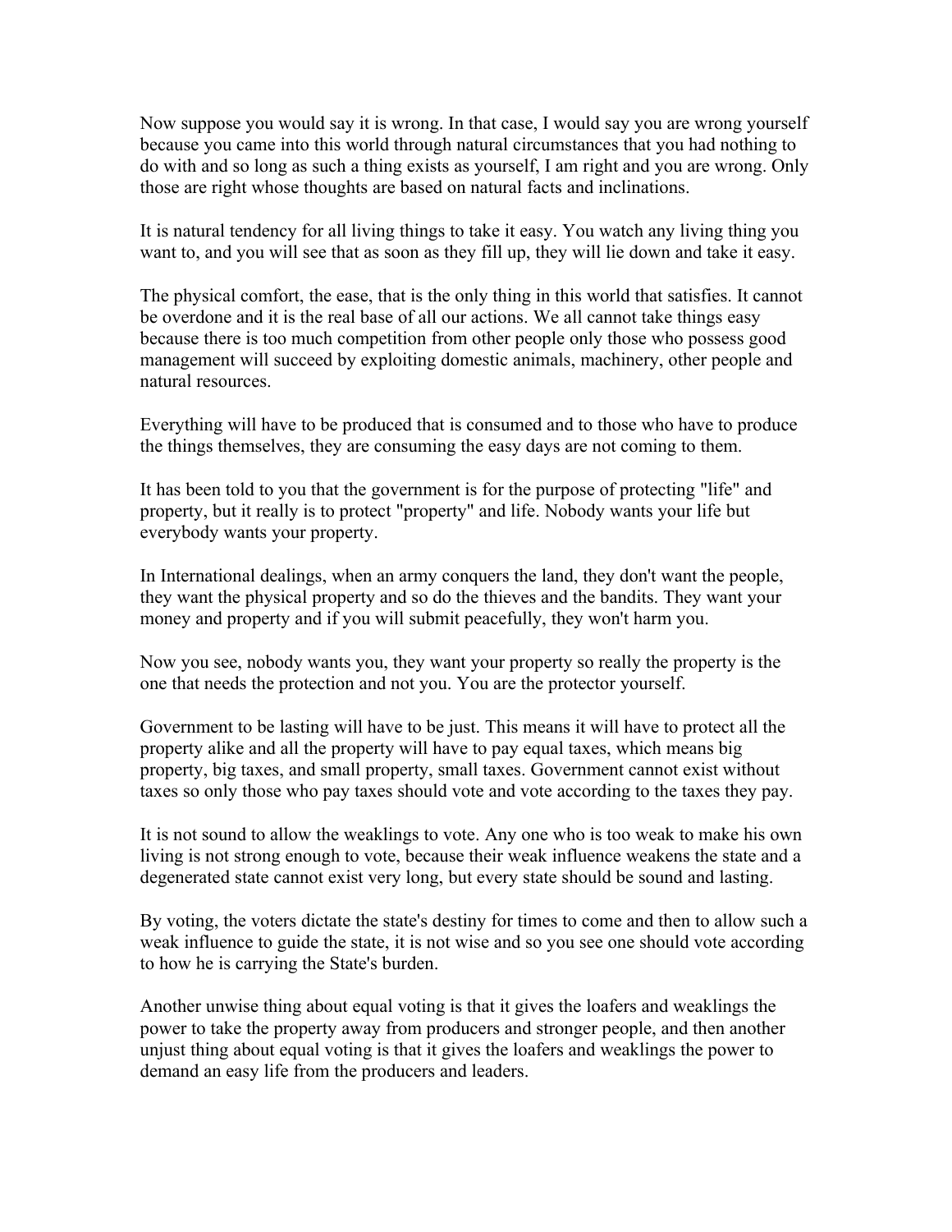Now suppose you would say it is wrong. In that case, I would say you are wrong yourself because you came into this world through natural circumstances that you had nothing to do with and so long as such a thing exists as yourself, I am right and you are wrong. Only those are right whose thoughts are based on natural facts and inclinations.

It is natural tendency for all living things to take it easy. You watch any living thing you want to, and you will see that as soon as they fill up, they will lie down and take it easy.

The physical comfort, the ease, that is the only thing in this world that satisfies. It cannot be overdone and it is the real base of all our actions. We all cannot take things easy because there is too much competition from other people only those who possess good management will succeed by exploiting domestic animals, machinery, other people and natural resources.

Everything will have to be produced that is consumed and to those who have to produce the things themselves, they are consuming the easy days are not coming to them.

It has been told to you that the government is for the purpose of protecting "life" and property, but it really is to protect "property" and life. Nobody wants your life but everybody wants your property.

In International dealings, when an army conquers the land, they don't want the people, they want the physical property and so do the thieves and the bandits. They want your money and property and if you will submit peacefully, they won't harm you.

Now you see, nobody wants you, they want your property so really the property is the one that needs the protection and not you. You are the protector yourself.

Government to be lasting will have to be just. This means it will have to protect all the property alike and all the property will have to pay equal taxes, which means big property, big taxes, and small property, small taxes. Government cannot exist without taxes so only those who pay taxes should vote and vote according to the taxes they pay.

It is not sound to allow the weaklings to vote. Any one who is too weak to make his own living is not strong enough to vote, because their weak influence weakens the state and a degenerated state cannot exist very long, but every state should be sound and lasting.

By voting, the voters dictate the state's destiny for times to come and then to allow such a weak influence to guide the state, it is not wise and so you see one should vote according to how he is carrying the State's burden.

Another unwise thing about equal voting is that it gives the loafers and weaklings the power to take the property away from producers and stronger people, and then another unjust thing about equal voting is that it gives the loafers and weaklings the power to demand an easy life from the producers and leaders.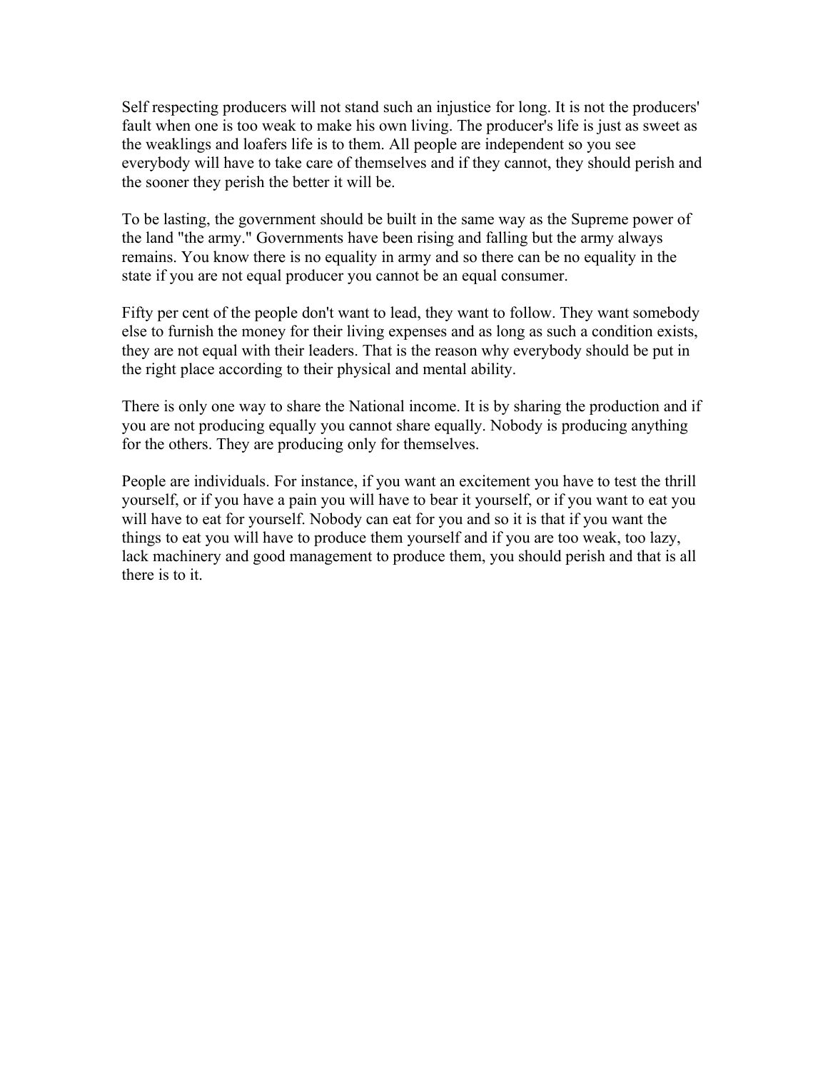Self respecting producers will not stand such an injustice for long. It is not the producers' fault when one is too weak to make his own living. The producer's life is just as sweet as the weaklings and loafers life is to them. All people are independent so you see everybody will have to take care of themselves and if they cannot, they should perish and the sooner they perish the better it will be.

To be lasting, the government should be built in the same way as the Supreme power of the land "the army." Governments have been rising and falling but the army always remains. You know there is no equality in army and so there can be no equality in the state if you are not equal producer you cannot be an equal consumer.

Fifty per cent of the people don't want to lead, they want to follow. They want somebody else to furnish the money for their living expenses and as long as such a condition exists, they are not equal with their leaders. That is the reason why everybody should be put in the right place according to their physical and mental ability.

There is only one way to share the National income. It is by sharing the production and if you are not producing equally you cannot share equally. Nobody is producing anything for the others. They are producing only for themselves.

People are individuals. For instance, if you want an excitement you have to test the thrill yourself, or if you have a pain you will have to bear it yourself, or if you want to eat you will have to eat for yourself. Nobody can eat for you and so it is that if you want the things to eat you will have to produce them yourself and if you are too weak, too lazy, lack machinery and good management to produce them, you should perish and that is all there is to it.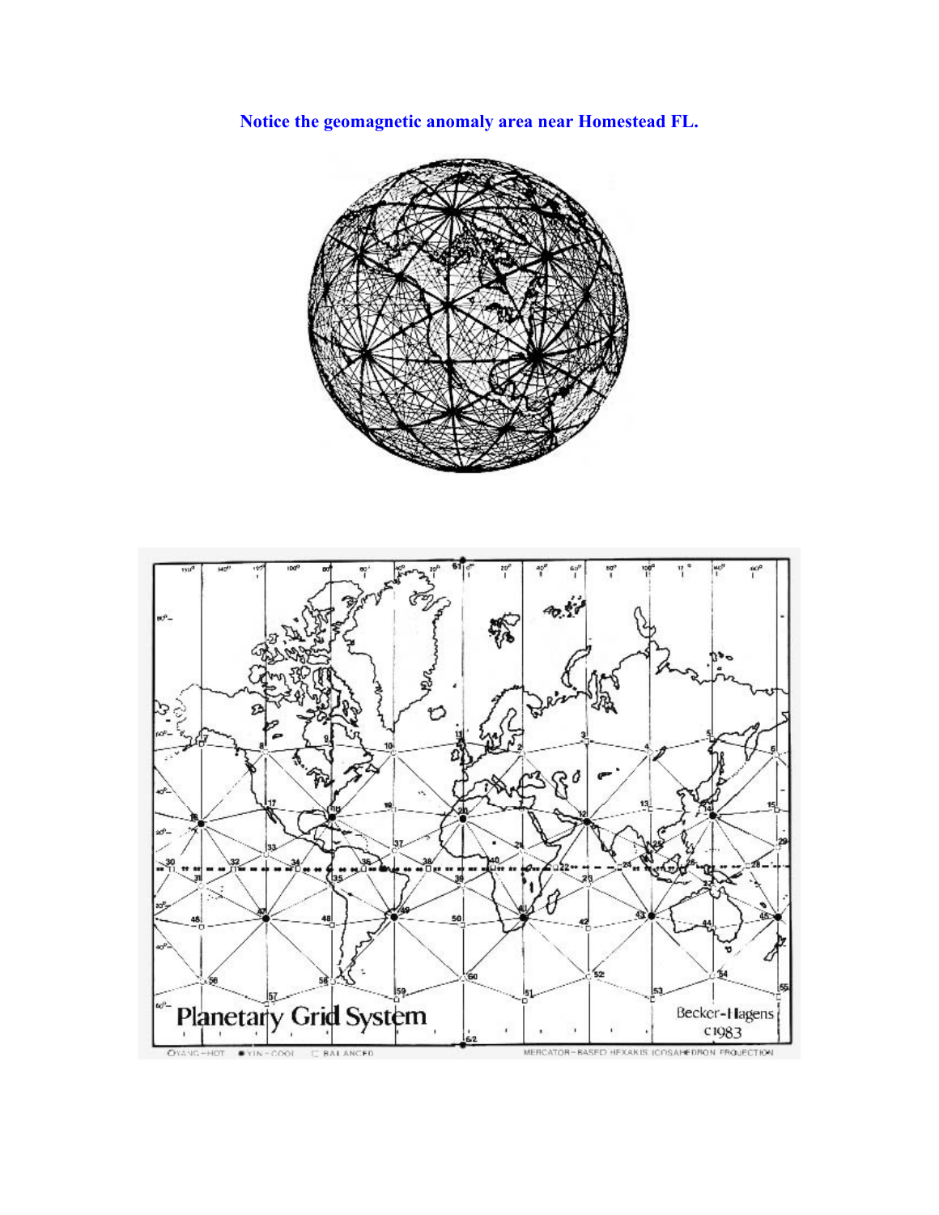**Notice the geomagnetic anomaly area near Homestead FL.**

Planetary Grid System

Becker-Hagens c1983

○ YANG-HOT ● YIN-COOL □ BALANCED

MERCATOR-BASED HEXAKIS ICOSAHEDRON PROJECTION